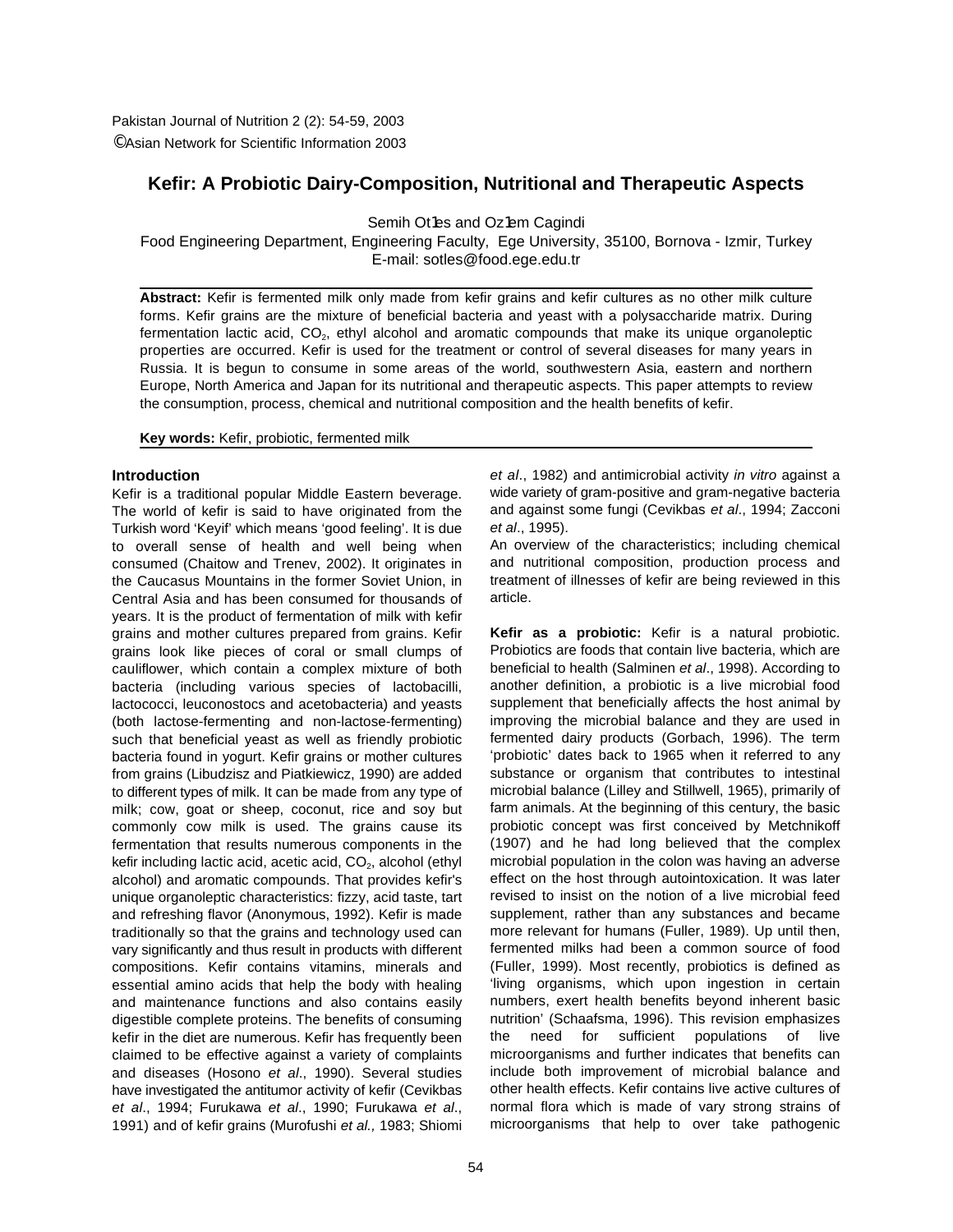# Kefir: A Probiotic Dairy-Composition, Nutritional and Therapeutic Aspects

Semih Otles and Ozlem Cagindi

Food Engineering Department, Engineering Faculty, Ege University, 35100, Bornova - Izmir, Turkey
E-mail: sotles@food.ege.edu.tr

**Abstract:** Kefir is fermented milk only made from kefir grains and kefir cultures as no other milk culture forms. Kefir grains are the mixture of beneficial bacteria and yeast with a polysaccharide matrix. During fermentation lactic acid, $CO_2$, ethyl alcohol and aromatic compounds that make its unique organoleptic properties are occurred. Kefir is used for the treatment or control of several diseases for many years in Russia. It is begun to consume in some areas of the world, southwestern Asia, eastern and northern Europe, North America and Japan for its nutritional and therapeutic aspects. This paper attempts to review the consumption, process, chemical and nutritional composition and the health benefits of kefir.

**Key words:** Kefir, probiotic, fermented milk

## Introduction

Kefir is a traditional popular Middle Eastern beverage. The world of kefir is said to have originated from the Turkish word 'Keyif' which means 'good feeling'. It is due to overall sense of health and well being when consumed (Chaitow and Trenev, 2002). It originates in the Caucasus Mountains in the former Soviet Union, in Central Asia and has been consumed for thousands of years. It is the product of fermentation of milk with kefir grains and mother cultures prepared from grains. Kefir grains look like pieces of coral or small clumps of cauliflower, which contain a complex mixture of both bacteria (including various species of lactobacilli, lactococci, leuconostocs and acetobacteria) and yeasts (both lactose-fermenting and non-lactose-fermenting) such that beneficial yeast as well as friendly probiotic bacteria found in yogurt. Kefir grains or mother cultures from grains (Libudzisz and Piatkiewicz, 1990) are added to different types of milk. It can be made from any type of milk; cow, goat or sheep, coconut, rice and soy but commonly cow milk is used. The grains cause its fermentation that results numerous components in the kefir including lactic acid, acetic acid, $CO_2$, alcohol (ethyl alcohol) and aromatic compounds. That provides kefir's unique organoleptic characteristics: fizzy, acid taste, tart and refreshing flavor (Anonymous, 1992). Kefir is made traditionally so that the grains and technology used can vary significantly and thus result in products with different compositions. Kefir contains vitamins, minerals and essential amino acids that help the body with healing and maintenance functions and also contains easily digestible complete proteins. The benefits of consuming kefir in the diet are numerous. Kefir has frequently been claimed to be effective against a variety of complaints and diseases (Hosono *et al*., 1990). Several studies have investigated the antitumor activity of kefir (Cevikbas *et al*., 1994; Furukawa *et al*., 1990; Furukawa *et al*., 1991) and of kefir grains (Murofushi *et al.,* 1983; Shiomi *et al*., 1982) and antimicrobial activity *in vitro* against a wide variety of gram-positive and gram-negative bacteria and against some fungi (Cevikbas *et al*., 1994; Zacconi *et al*., 1995).

An overview of the characteristics; including chemical and nutritional composition, production process and treatment of illnesses of kefir are being reviewed in this article.

**Kefir as a probiotic:** Kefir is a natural probiotic. Probiotics are foods that contain live bacteria, which are beneficial to health (Salminen *et al*., 1998). According to another definition, a probiotic is a live microbial food supplement that beneficially affects the host animal by improving the microbial balance and they are used in fermented dairy products (Gorbach, 1996). The term 'probiotic' dates back to 1965 when it referred to any substance or organism that contributes to intestinal microbial balance (Lilley and Stillwell, 1965), primarily of farm animals. At the beginning of this century, the basic probiotic concept was first conceived by Metchnikoff (1907) and he had long believed that the complex microbial population in the colon was having an adverse effect on the host through autointoxication. It was later revised to insist on the notion of a live microbial feed supplement, rather than any substances and became more relevant for humans (Fuller, 1989). Up until then, fermented milks had been a common source of food (Fuller, 1999). Most recently, probiotics is defined as 'living organisms, which upon ingestion in certain numbers, exert health benefits beyond inherent basic nutrition' (Schaafsma, 1996). This revision emphasizes the need for sufficient populations of live microorganisms and further indicates that benefits can include both improvement of microbial balance and other health effects. Kefir contains live active cultures of normal flora which is made of vary strong strains of microorganisms that help to over take pathogenic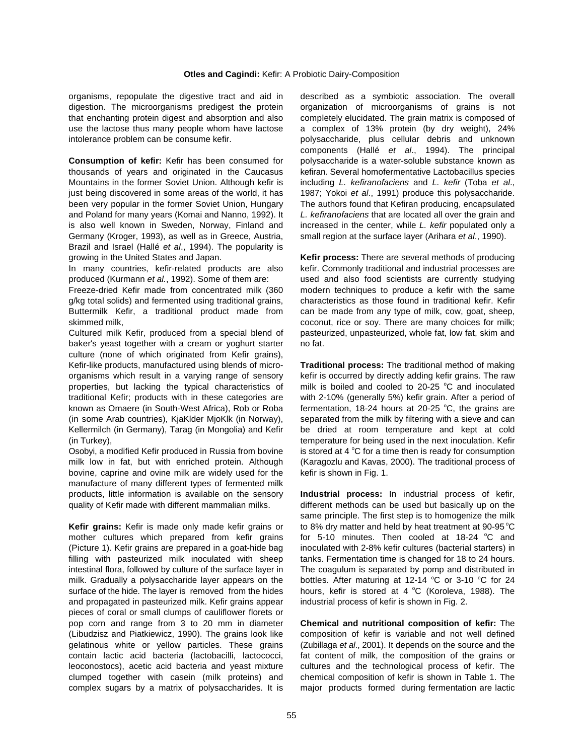organisms, repopulate the digestive tract and aid in digestion. The microorganisms predigest the protein that enchanting protein digest and absorption and also use the lactose thus many people whom have lactose intolerance problem can be consume kefir.

**Consumption of kefir:** Kefir has been consumed for thousands of years and originated in the Caucasus Mountains in the former Soviet Union. Although kefir is just being discovered in some areas of the world, it has been very popular in the former Soviet Union, Hungary and Poland for many years (Komai and Nanno, 1992). It is also well known in Sweden, Norway, Finland and Germany (Kroger, 1993), as well as in Greece, Austria, Brazil and Israel (Hallé *et al*., 1994). The popularity is growing in the United States and Japan.

In many countries, kefir-related products are also produced (Kurmann *et al.*, 1992). Some of them are:

Freeze-dried Kefir made from concentrated milk (360 g/kg total solids) and fermented using traditional grains,

Buttermilk Kefir, a traditional product made from skimmed milk,

Cultured milk Kefir, produced from a special blend of baker's yeast together with a cream or yoghurt starter culture (none of which originated from Kefir grains),

Kefir-like products, manufactured using blends of micro-organisms which result in a varying range of sensory properties, but lacking the typical characteristics of traditional Kefir; products with in these categories are known as Omaere (in South-West Africa), Rob or Roba (in some Arab countries), KjaKlder MjoKlk (in Norway), Kellermilch (in Germany), Tarag (in Mongolia) and Kefir (in Turkey),

Osobyi, a modified Kefir produced in Russia from bovine milk low in fat, but with enriched protein. Although bovine, caprine and ovine milk are widely used for the manufacture of many different types of fermented milk products, little information is available on the sensory quality of Kefir made with different mammalian milks.

**Kefir grains:** Kefir is made only made kefir grains or mother cultures which prepared from kefir grains (Picture 1). Kefir grains are prepared in a goat-hide bag filling with pasteurized milk inoculated with sheep intestinal flora, followed by culture of the surface layer in milk. Gradually a polysaccharide layer appears on the surface of the hide. The layer is removed from the hides and propagated in pasteurized milk. Kefir grains appear pieces of coral or small clumps of cauliflower florets or pop corn and range from 3 to 20 mm in diameter (Libudzisz and Piatkiewicz, 1990). The grains look like gelatinous white or yellow particles. These grains contain lactic acid bacteria (lactobacilli, lactococci, leoconostocs), acetic acid bacteria and yeast mixture clumped together with casein (milk proteins) and complex sugars by a matrix of polysaccharides. It is described as a symbiotic association. The overall organization of microorganisms of grains is not completely elucidated. The grain matrix is composed of a complex of 13% protein (by dry weight), 24% polysaccharide, plus cellular debris and unknown components (Hallé *et al*., 1994). The principal polysaccharide is a water-soluble substance known as kefiran. Several homofermentative Lactobacillus species including *L. kefiranofaciens* and *L. kefir* (Toba *et al*., 1987; Yokoi *et al*., 1991) produce this polysaccharide. The authors found that Kefiran producing, encapsulated *L. kefiranofaciens* that are located all over the grain and increased in the center, while *L. kefir* populated only a small region at the surface layer (Arihara *et al*., 1990).

**Kefir process:** There are several methods of producing kefir. Commonly traditional and industrial processes are used and also food scientists are currently studying modern techniques to produce a kefir with the same characteristics as those found in traditional kefir. Kefir can be made from any type of milk, cow, goat, sheep, coconut, rice or soy. There are many choices for milk; pasteurized, unpasteurized, whole fat, low fat, skim and no fat.

**Traditional process:** The traditional method of making kefir is occurred by directly adding kefir grains. The raw milk is boiled and cooled to 20-25 °C and inoculated with 2-10% (generally 5%) kefir grain. After a period of fermentation, 18-24 hours at 20-25 °C, the grains are separated from the milk by filtering with a sieve and can be dried at room temperature and kept at cold temperature for being used in the next inoculation. Kefir is stored at 4 °C for a time then is ready for consumption (Karagozlu and Kavas, 2000). The traditional process of kefir is shown in Fig. 1.

**Industrial process:** In industrial process of kefir, different methods can be used but basically up on the same principle. The first step is to homogenize the milk to 8% dry matter and held by heat treatment at 90-95 °C for 5-10 minutes. Then cooled at 18-24 °C and inoculated with 2-8% kefir cultures (bacterial starters) in tanks. Fermentation time is changed for 18 to 24 hours. The coagulum is separated by pomp and distributed in bottles. After maturing at 12-14 °C or 3-10 °C for 24 hours, kefir is stored at 4 °C (Koroleva, 1988). The industrial process of kefir is shown in Fig. 2.

**Chemical and nutritional composition of kefir:** The composition of kefir is variable and not well defined (Zubillaga *et al*., 2001). It depends on the source and the fat content of milk, the composition of the grains or cultures and the technological process of kefir. The chemical composition of kefir is shown in Table 1. The major products formed during fermentation are lactic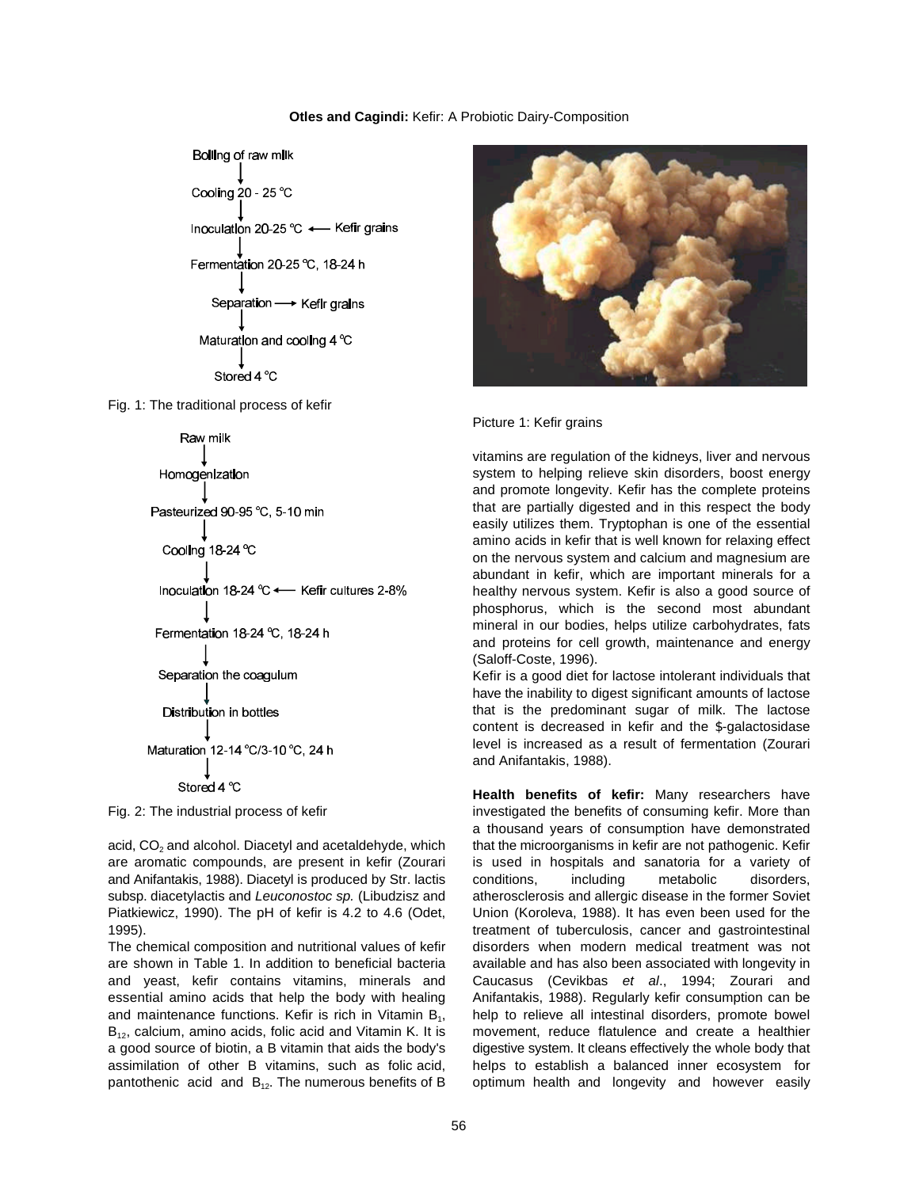Boiling of raw milk
↓
Cooling 20 - 25 °C
↓
Inoculation 20-25 °C ← Kefir grains
↓
Fermentation 20-25 °C, 18-24 h
↓
Separation → Kefir grains
↓
Maturation and cooling 4 °C
↓
Stored 4 °C

Fig. 1: The traditional process of kefir

Raw milk
↓
Homogenization
↓
Pasteurized 90-95 °C, 5-10 min
↓
Cooling 18-24 °C
↓
Inoculation 18-24 °C ← Kefir cultures 2-8%
↓
Fermentation 18-24 °C, 18-24 h
↓
Separation the coagulum
↓
Distribution in bottles
↓
Maturation 12-14 °C/3-10 °C, 24 h
↓
Stored 4 °C

Fig. 2: The industrial process of kefir

acid, $CO_2$ and alcohol. Diacetyl and acetaldehyde, which are aromatic compounds, are present in kefir (Zourari and Anifantakis, 1988). Diacetyl is produced by Str. lactis subsp. diacetylactis and *Leuconostoc sp.* (Libudzisz and Piatkiewicz, 1990). The pH of kefir is 4.2 to 4.6 (Odet, 1995).

The chemical composition and nutritional values of kefir are shown in Table 1. In addition to beneficial bacteria and yeast, kefir contains vitamins, minerals and essential amino acids that help the body with healing and maintenance functions. Kefir is rich in Vitamin $B_1$, $B_{12}$, calcium, amino acids, folic acid and Vitamin K. It is a good source of biotin, a B vitamin that aids the body's assimilation of other B vitamins, such as folic acid, pantothenic acid and $B_{12}$. The numerous benefits of B

Picture 1: Kefir grains

vitamins are regulation of the kidneys, liver and nervous system to helping relieve skin disorders, boost energy and promote longevity. Kefir has the complete proteins that are partially digested and in this respect the body easily utilizes them. Tryptophan is one of the essential amino acids in kefir that is well known for relaxing effect on the nervous system and calcium and magnesium are abundant in kefir, which are important minerals for a healthy nervous system. Kefir is also a good source of phosphorus, which is the second most abundant mineral in our bodies, helps utilize carbohydrates, fats and proteins for cell growth, maintenance and energy (Saloff-Coste, 1996).

Kefir is a good diet for lactose intolerant individuals that have the inability to digest significant amounts of lactose that is the predominant sugar of milk. The lactose content is decreased in kefir and the $-galactosidase level is increased as a result of fermentation (Zourari and Anifantakis, 1988).

**Health benefits of kefir:** Many researchers have investigated the benefits of consuming kefir. More than a thousand years of consumption have demonstrated that the microorganisms in kefir are not pathogenic. Kefir is used in hospitals and sanatoria for a variety of conditions, including metabolic disorders, atherosclerosis and allergic disease in the former Soviet Union (Koroleva, 1988). It has even been used for the treatment of tuberculosis, cancer and gastrointestinal disorders when modern medical treatment was not available and has also been associated with longevity in Caucasus (Cevikbas *et al*., 1994; Zourari and Anifantakis, 1988). Regularly kefir consumption can be help to relieve all intestinal disorders, promote bowel movement, reduce flatulence and create a healthier digestive system. It cleans effectively the whole body that helps to establish a balanced inner ecosystem for optimum health and longevity and however easily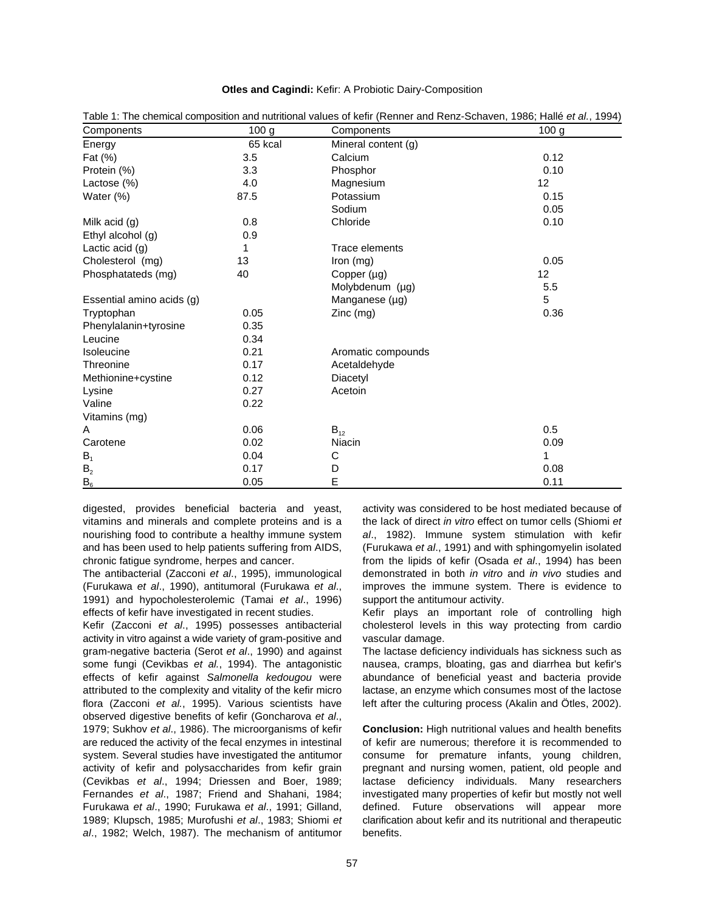Table 1: The chemical composition and nutritional values of kefir (Renner and Renz-Schaven, 1986; Hallé *et al.*, 1994)

| Components | 100 g | Components | 100 g |
|---|---|---|---|
| Energy | 65 kcal | Mineral content (g) | |
| Fat (%) | 3.5 | Calcium | 0.12 |
| Protein (%) | 3.3 | Phosphor | 0.10 |
| Lactose (%) | 4.0 | Magnesium | 12 |
| Water (%) | 87.5 | Potassium | 0.15 |
| | | Sodium | 0.05 |
| Milk acid (g) | 0.8 | Chloride | 0.10 |
| Ethyl alcohol (g) | 0.9 | | |
| Lactic acid (g) | 1 | Trace elements | |
| Cholesterol (mg) | 13 | Iron (mg) | 0.05 |
| Phosphatateds (mg) | 40 | Copper (µg) | 12 |
| | | Molybdenum (µg) | 5.5 |
| Essential amino acids (g) | | Manganese (µg) | 5 |
| Tryptophan | 0.05 | Zinc (mg) | 0.36 |
| Phenylalanin+tyrosine | 0.35 | | |
| Leucine | 0.34 | | |
| Isoleucine | 0.21 | Aromatic compounds | |
| Threonine | 0.17 | Acetaldehyde | |
| Methionine+cystine | 0.12 | Diacetyl | |
| Lysine | 0.27 | Acetoin | |
| Valine | 0.22 | | |
| Vitamins (mg) | | | |
| A | 0.06 | $B_{12}$ | 0.5 |
| Carotene | 0.02 | Niacin | 0.09 |
| $B_1$ | 0.04 | C | 1 |
| $B_2$ | 0.17 | D | 0.08 |
| $B_6$ | 0.05 | E | 0.11 |

digested, provides beneficial bacteria and yeast, vitamins and minerals and complete proteins and is a nourishing food to contribute a healthy immune system and has been used to help patients suffering from AIDS, chronic fatigue syndrome, herpes and cancer.

The antibacterial (Zacconi *et al*., 1995), immunological (Furukawa *et al*., 1990), antitumoral (Furukawa *et al*., 1991) and hypocholesterolemic (Tamai *et al*., 1996) effects of kefir have investigated in recent studies.

Kefir (Zacconi *et al*., 1995) possesses antibacterial activity in vitro against a wide variety of gram-positive and gram-negative bacteria (Serot *et al*., 1990) and against some fungi (Cevikbas *et al.*, 1994). The antagonistic effects of kefir against *Salmonella kedougou* were attributed to the complexity and vitality of the kefir micro flora (Zacconi *et al.*, 1995). Various scientists have observed digestive benefits of kefir (Goncharova *et al*., 1979; Sukhov *et al*., 1986). The microorganisms of kefir are reduced the activity of the fecal enzymes in intestinal system. Several studies have investigated the antitumor activity of kefir and polysaccharides from kefir grain (Cevikbas *et al*., 1994; Driessen and Boer, 1989; Fernandes *et al*., 1987; Friend and Shahani, 1984; Furukawa *et al*., 1990; Furukawa *et al*., 1991; Gilland, 1989; Klupsch, 1985; Murofushi *et al*., 1983; Shiomi *et al*., 1982; Welch, 1987). The mechanism of antitumor activity was considered to be host mediated because of the lack of direct *in vitro* effect on tumor cells (Shiomi *et al*., 1982). Immune system stimulation with kefir (Furukawa *et al*., 1991) and with sphingomyelin isolated from the lipids of kefir (Osada *et al*., 1994) has been demonstrated in both *in vitro* and *in vivo* studies and improves the immune system. There is evidence to support the antitumour activity.

Kefir plays an important role of controlling high cholesterol levels in this way protecting from cardio vascular damage.

The lactase deficiency individuals has sickness such as nausea, cramps, bloating, gas and diarrhea but kefir's abundance of beneficial yeast and bacteria provide lactase, an enzyme which consumes most of the lactose left after the culturing process (Akalin and Ötles, 2002).

**Conclusion:** High nutritional values and health benefits of kefir are numerous; therefore it is recommended to consume for premature infants, young children, pregnant and nursing women, patient, old people and lactase deficiency individuals. Many researchers investigated many properties of kefir but mostly not well defined. Future observations will appear more clarification about kefir and its nutritional and therapeutic benefits.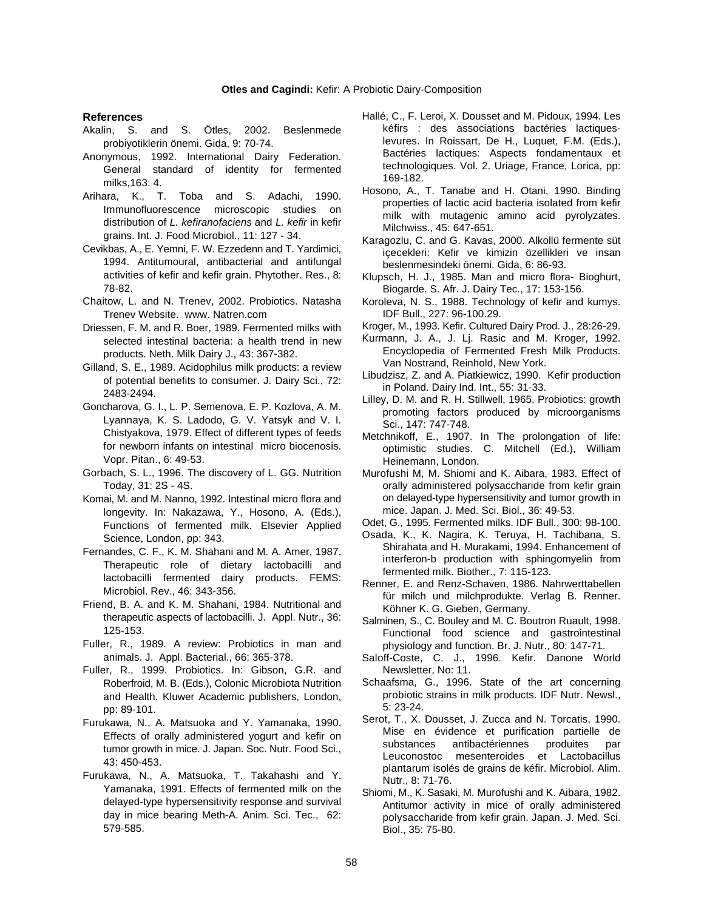## References

Akalin, S. and S. Ötles, 2002. Beslenmede probiyotiklerin önemi. Gida, 9: 70-74.

Anonymous, 1992. International Dairy Federation. General standard of identity for fermented milks,163: 4.

Arihara, K., T. Toba and S. Adachi, 1990. Immunofluorescence microscopic studies on distribution of *L. kefiranofaciens* and *L. kefir* in kefir grains. Int. J. Food Microbiol., 11: 127 - 34.

Cevikbas, A., E. Yemni, F. W. Ezzedenn and T. Yardimici, 1994. Antitumoural, antibacterial and antifungal activities of kefir and kefir grain. Phytother. Res., 8: 78-82.

Chaitow, L. and N. Trenev, 2002. Probiotics. Natasha Trenev Website. www. Natren.com

Driessen, F. M. and R. Boer, 1989. Fermented milks with selected intestinal bacteria: a health trend in new products. Neth. Milk Dairy J., 43: 367-382.

Gilland, S. E., 1989. Acidophilus milk products: a review of potential benefits to consumer. J. Dairy Sci., 72: 2483-2494.

Goncharova, G. I., L. P. Semenova, E. P. Kozlova, A. M. Lyannaya, K. S. Ladodo, G. V. Yatsyk and V. I. Chistyakova, 1979. Effect of different types of feeds for newborn infants on intestinal micro biocenosis. Vopr. Pitan., 6: 49-53.

Gorbach, S. L., 1996. The discovery of L. GG. Nutrition Today, 31: 2S - 4S.

Komai, M. and M. Nanno, 1992. Intestinal micro flora and longevity. In: Nakazawa, Y., Hosono, A. (Eds.), Functions of fermented milk. Elsevier Applied Science, London, pp: 343.

Fernandes, C. F., K. M. Shahani and M. A. Amer, 1987. Therapeutic role of dietary lactobacilli and lactobacilli fermented dairy products. FEMS: Microbiol. Rev., 46: 343-356.

Friend, B. A. and K. M. Shahani, 1984. Nutritional and therapeutic aspects of lactobacilli. J. Appl. Nutr., 36: 125-153.

Fuller, R., 1989. A review: Probiotics in man and animals. J. Appl. Bacterial., 66: 365-378.

Fuller, R., 1999. Probiotics. In: Gibson, G.R. and Roberfroid, M. B. (Eds.), Colonic Microbiota Nutrition and Health. Kluwer Academic publishers, London, pp: 89-101.

Furukawa, N., A. Matsuoka and Y. Yamanaka, 1990. Effects of orally administered yogurt and kefir on tumor growth in mice. J. Japan. Soc. Nutr. Food Sci., 43: 450-453.

Furukawa, N., A. Matsuoka, T. Takahashi and Y. Yamanaka, 1991. Effects of fermented milk on the delayed-type hypersensitivity response and survival day in mice bearing Meth-A. Anim. Sci. Tec., 62: 579-585.

Hallé, C., F. Leroi, X. Dousset and M. Pidoux, 1994. Les kéfirs : des associations bactéries lactiques-levures. In Roissart, De H., Luquet, F.M. (Eds.), Bactéries lactiques: Aspects fondamentaux et technologiques. Vol. 2. Uriage, France, Lorica, pp: 169-182.

Hosono, A., T. Tanabe and H. Otani, 1990. Binding properties of lactic acid bacteria isolated from kefir milk with mutagenic amino acid pyrolyzates. Milchwiss., 45: 647-651.

Karagozlu, C. and G. Kavas, 2000. Alkollü fermente süt içecekleri: Kefir ve kimizin özellikleri ve insan beslenmesindeki önemi. Gida, 6: 86-93.

Klupsch, H. J., 1985. Man and micro flora- Bioghurt, Biogarde. S. Afr. J. Dairy Tec., 17: 153-156.

Koroleva, N. S., 1988. Technology of kefir and kumys. IDF Bull., 227: 96-100.29.

Kroger, M., 1993. Kefir. Cultured Dairy Prod. J., 28:26-29.

Kurmann, J. A., J. Lj. Rasic and M. Kroger, 1992. Encyclopedia of Fermented Fresh Milk Products. Van Nostrand, Reinhold, New York.

Libudzisz, Z. and A. Piatkiewicz, 1990. Kefir production in Poland. Dairy Ind. Int., 55: 31-33.

Lilley, D. M. and R. H. Stillwell, 1965. Probiotics: growth promoting factors produced by microorganisms Sci., 147: 747-748.

Metchnikoff, E., 1907. In The prolongation of life: optimistic studies. C. Mitchell (Ed.), William Heinemann, London.

Murofushi M, M. Shiomi and K. Aibara, 1983. Effect of orally administered polysaccharide from kefir grain on delayed-type hypersensitivity and tumor growth in mice. Japan. J. Med. Sci. Biol., 36: 49-53.

Odet, G., 1995. Fermented milks. IDF Bull., 300: 98-100.

Osada, K., K. Nagira, K. Teruya, H. Tachibana, S. Shirahata and H. Murakami, 1994. Enhancement of interferon-b production with sphingomyelin from fermented milk. Biother., 7: 115-123.

Renner, E. and Renz-Schaven, 1986. Nahrwerttabellen für milch und milchprodukte. Verlag B. Renner. Köhner K. G. Gieben, Germany.

Salminen, S., C. Bouley and M. C. Boutron Ruault, 1998. Functional food science and gastrointestinal physiology and function. Br. J. Nutr., 80: 147-71.

Saloff-Coste, C. J., 1996. Kefir. Danone World Newsletter, No: 11.

Schaafsma, G., 1996. State of the art concerning probiotic strains in milk products. IDF Nutr. Newsl., 5: 23-24.

Serot, T., X. Dousset, J. Zucca and N. Torcatis, 1990. Mise en évidence et purification partielle de substances antibactériennes produites par Leuconostoc mesenteroides et Lactobacillus plantarum isolés de grains de kéfir. Microbiol. Alim. Nutr., 8: 71-76.

Shiomi, M., K. Sasaki, M. Murofushi and K. Aibara, 1982. Antitumor activity in mice of orally administered polysaccharide from kefir grain. Japan. J. Med. Sci. Biol., 35: 75-80.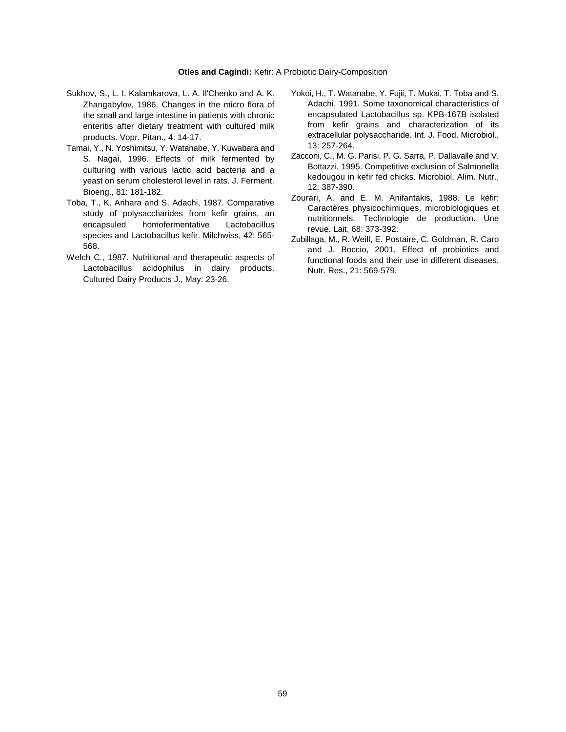Sukhov, S., L. I. Kalamkarova, L. A. Il'Chenko and A. K. Zhangabylov, 1986. Changes in the micro flora of the small and large intestine in patients with chronic enteritis after dietary treatment with cultured milk products. Vopr. Pitan., 4: 14-17.

Tamai, Y., N. Yoshimitsu, Y. Watanabe, Y. Kuwabara and S. Nagai, 1996. Effects of milk fermented by culturing with various lactic acid bacteria and a yeast on serum cholesterol level in rats. J. Ferment. Bioeng., 81: 181-182.

Toba, T., K. Arihara and S. Adachi, 1987. Comparative study of polysaccharides from kefir grains, an encapsuled homofermentative Lactobacillus species and Lactobacillus kefir. Milchwiss, 42: 565-568.

Welch C., 1987. Nutritional and therapeutic aspects of Lactobacillus acidophilus in dairy products. Cultured Dairy Products J., May: 23-26.

Yokoi, H., T. Watanabe, Y. Fujii, T. Mukai, T. Toba and S. Adachi, 1991. Some taxonomical characteristics of encapsulated Lactobacillus sp. KPB-167B isolated from kefir grains and characterization of its extracellular polysaccharide. Int. J. Food. Microbiol., 13: 257-264.

Zacconi, C., M. G. Parisi, P. G. Sarra, P. Dallavalle and V. Bottazzi, 1995. Competitive exclusion of Salmonella kedougou in kefir fed chicks. Microbiol. Alim. Nutr., 12: 387-390.

Zourari, A. and E. M. Anifantakis, 1988. Le kéfir: Caractères physicochimiques, microbiologiques et nutritionnels. Technologie de production. Une revue. Lait, 68: 373-392.

Zubillaga, M., R. Weill, E. Postaire, C. Goldman, R. Caro and J. Boccio, 2001. Effect of probiotics and functional foods and their use in different diseases. Nutr. Res., 21: 569-579.